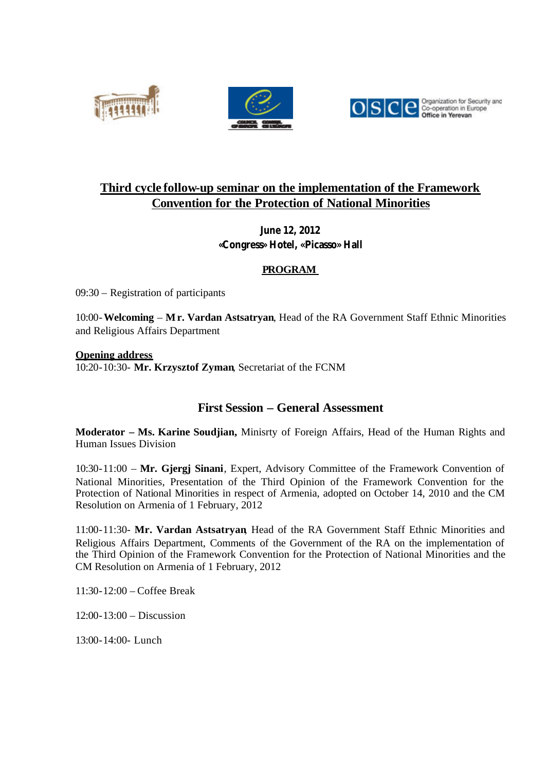# Third cycle follow-up seminar on the implementation of the Framework Convention for the Protection of National Minorities

**June 12, 2012**
**«Congress» Hotel, «Picasso» Hall**

## PROGRAM

09:30 – Registration of participants

10:00- **Welcoming** – **Mr. Vardan Astsatryan**, Head of the RA Government Staff Ethnic Minorities and Religious Affairs Department

**Opening address**
10:20-10:30- **Mr. Krzysztof Zyman**, Secretariat of the FCNM

## First Session – General Assessment

**Moderator – Ms. Karine Soudjian,** Minisrty of Foreign Affairs, Head of the Human Rights and Human Issues Division

10:30-11:00 – **Mr. Gjergj Sinani**, Expert, Advisory Committee of the Framework Convention of National Minorities, Presentation of the Third Opinion of the Framework Convention for the Protection of National Minorities in respect of Armenia, adopted on October 14, 2010 and the CM Resolution on Armenia of 1 February, 2012

11:00-11:30- **Mr. Vardan Astsatryan**, Head of the RA Government Staff Ethnic Minorities and Religious Affairs Department, Comments of the Government of the RA on the implementation of the Third Opinion of the Framework Convention for the Protection of National Minorities and the CM Resolution on Armenia of 1 February, 2012

11:30-12:00 – Coffee Break

12:00-13:00 – Discussion

13:00-14:00- Lunch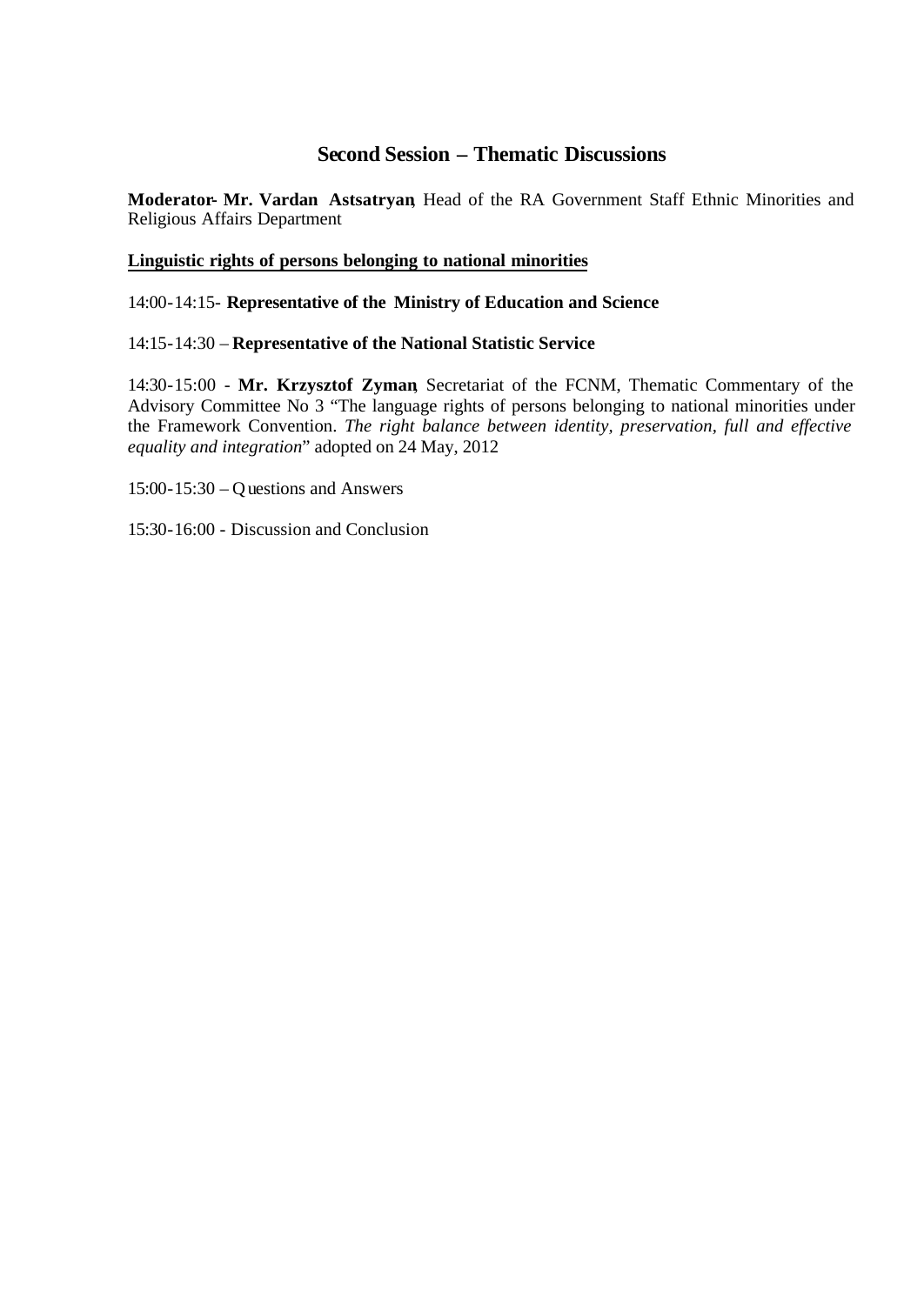## Second Session – Thematic Discussions

**Moderator- Mr. Vardan Astsatryan**, Head of the RA Government Staff Ethnic Minorities and Religious Affairs Department

**Linguistic rights of persons belonging to national minorities**

14:00-14:15- **Representative of the Ministry of Education and Science**

14:15-14:30 – **Representative of the National Statistic Service**

14:30-15:00 - **Mr. Krzysztof Zyman**, Secretariat of the FCNM, Thematic Commentary of the Advisory Committee No 3 "The language rights of persons belonging to national minorities under the Framework Convention. *The right balance between identity, preservation, full and effective equality and integration*" adopted on 24 May, 2012

15:00-15:30 – Questions and Answers

15:30-16:00 - Discussion and Conclusion